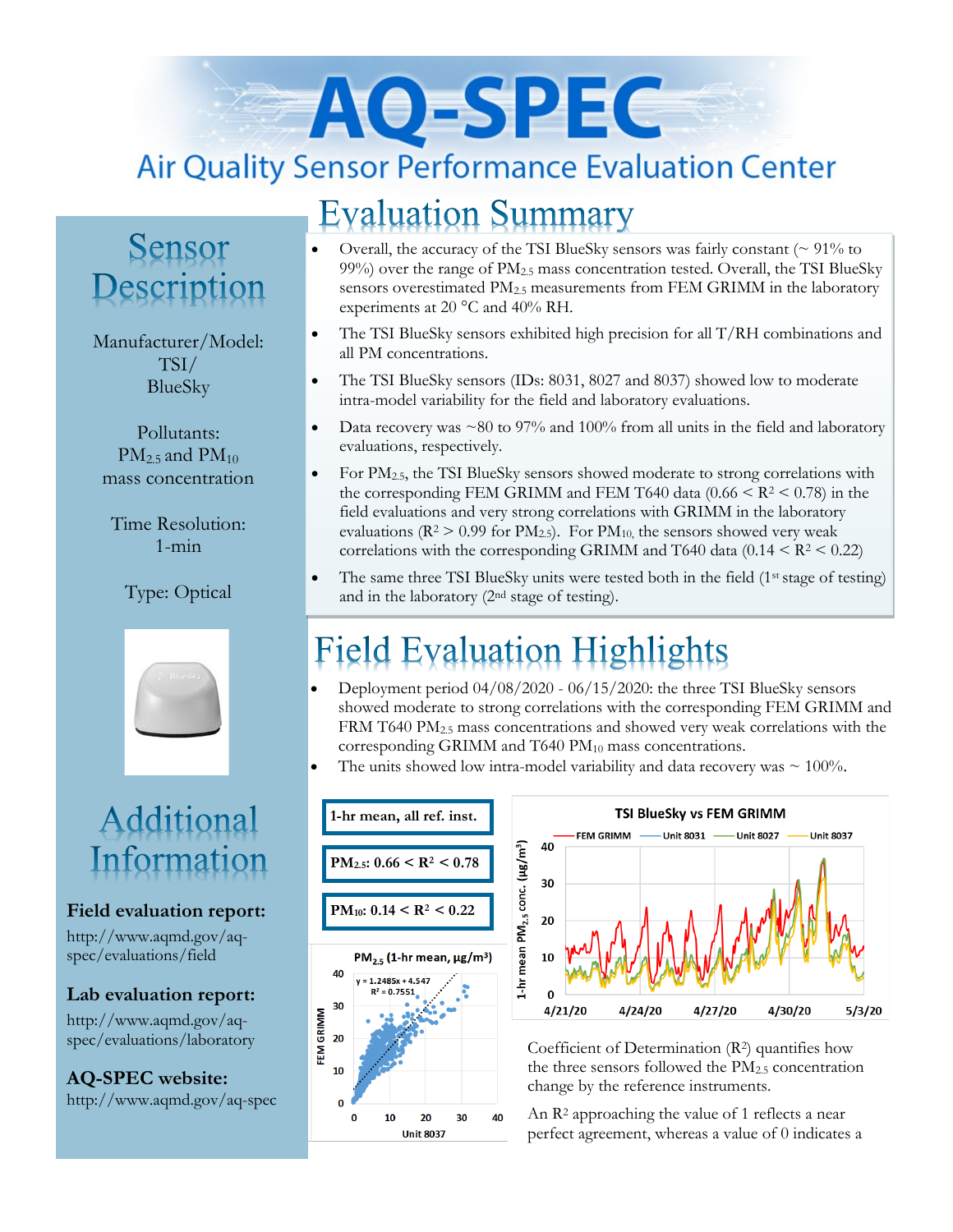# AQ-SPEC

## Air Quality Sensor Performance Evaluation Center

## Sensor Description

Manufacturer/Model: TSI/ BlueSky

Pollutants: $PM_{2.5}$ and $PM_{10}$ mass concentration

Time Resolution: 1-min

Type: Optical

## Additional Information

**Field evaluation report:**
http://www.aqmd.gov/aq-spec/evaluations/field

**Lab evaluation report:**
http://www.aqmd.gov/aq-spec/evaluations/laboratory

**AQ-SPEC website:**
http://www.aqmd.gov/aq-spec

## Evaluation Summary

- Overall, the accuracy of the TSI BlueSky sensors was fairly constant (~ 91% to 99%) over the range of $PM_{2.5}$ mass concentration tested. Overall, the TSI BlueSky sensors overestimated $PM_{2.5}$ measurements from FEM GRIMM in the laboratory experiments at 20 °C and 40% RH.
- The TSI BlueSky sensors exhibited high precision for all T/RH combinations and all PM concentrations.
- The TSI BlueSky sensors (IDs: 8031, 8027 and 8037) showed low to moderate intra-model variability for the field and laboratory evaluations.
- Data recovery was ~80 to 97% and 100% from all units in the field and laboratory evaluations, respectively.
- For $PM_{2.5}$, the TSI BlueSky sensors showed moderate to strong correlations with the corresponding FEM GRIMM and FEM T640 data ($0.66 < R^2 < 0.78$) in the field evaluations and very strong correlations with GRIMM in the laboratory evaluations ($R^2 > 0.99$ for $PM_{2.5}$). For $PM_{10,}$ the sensors showed very weak correlations with the corresponding GRIMM and T640 data ($0.14 < R^2 < 0.22$)
- The same three TSI BlueSky units were tested both in the field (1st stage of testing) and in the laboratory (2nd stage of testing).

## Field Evaluation Highlights

- Deployment period 04/08/2020 - 06/15/2020: the three TSI BlueSky sensors showed moderate to strong correlations with the corresponding FEM GRIMM and FRM T640 $PM_{2.5}$ mass concentrations and showed very weak correlations with the corresponding GRIMM and T640 $PM_{10}$ mass concentrations.
- The units showed low intra-model variability and data recovery was ~ 100%.

**1-hr mean, all ref. inst.**

**$PM_{2.5}$: $0.66 < R^2 < 0.78$**

**$PM_{10}$: $0.14 < R^2 < 0.22$**

Coefficient of Determination ($R^2$) quantifies how the three sensors followed the $PM_{2.5}$ concentration change by the reference instruments.

An $R^2$ approaching the value of 1 reflects a near perfect agreement, whereas a value of 0 indicates a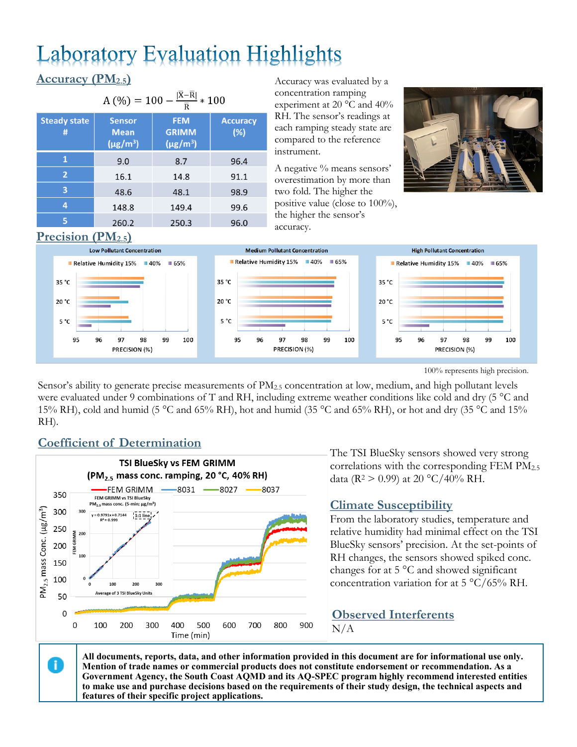# Laboratory Evaluation Highlights

## Accuracy (PM2.5)

$$A\,(\%) = 100 - \frac{|\overline{X} - \overline{R}|}{\overline{R}} * 100$$

| Steady state # | Sensor Mean (µg/m³) | FEM GRIMM (µg/m³) | Accuracy (%) |
|---|---|---|---|
| 1 | 9.0 | 8.7 | 96.4 |
| 2 | 16.1 | 14.8 | 91.1 |
| 3 | 48.6 | 48.1 | 98.9 |
| 4 | 148.8 | 149.4 | 99.6 |
| 5 | 260.2 | 250.3 | 96.0 |

Accuracy was evaluated by a concentration ramping experiment at 20 °C and 40% RH. The sensor's readings at each ramping steady state are compared to the reference instrument.

A negative % means sensors' overestimation by more than two fold. The higher the positive value (close to 100%), the higher the sensor's accuracy.

## Precision (PM2.5)

Low Pollutant Concentration
Relative Humidity 15% 40% 65%
35 °C
20 °C
5 °C
95 96 97 98 99 100
PRECISION (%)

Medium Pollutant Concentration
Relative Humidity 15% 40% 65%
35 °C
20 °C
5 °C
95 96 97 98 99 100
PRECISION (%)

High Pollutant Concentration
Relative Humidity 15% 40% 65%
35 °C
20 °C
5 °C
95 96 97 98 99 100
PRECISION (%)

100% represents high precision.

Sensor's ability to generate precise measurements of $PM_{2.5}$ concentration at low, medium, and high pollutant levels were evaluated under 9 combinations of T and RH, including extreme weather conditions like cold and dry (5 °C and 15% RH), cold and humid (5 °C and 65% RH), hot and humid (35 °C and 65% RH), or hot and dry (35 °C and 15% RH).

## Coefficient of Determination

TSI BlueSky vs FEM GRIMM
($PM_{2.5}$ mass conc. ramping, 20 °C, 40% RH)
FEM GRIMM 8031 8027 8037
$PM_{2.5}$ mass Conc. (µg/m³)
0 50 100 150 200 250 300 350
Time (min)
0 100 200 300 400 500 600 700 800 900

FEM GRIMM vs TSI BlueSky
$PM_{2.5}$ mass conc. (5-min; µg/m³)
y = 0.9791x+0.7144
$R^2$ = 0.999
1:1 line
FEM GRIMM
0 100 200 300
0 100 200 300
Average of 3 TSI BlueSky Units

The TSI BlueSky sensors showed very strong correlations with the corresponding FEM $PM_{2.5}$ data ($R^2 > 0.99$) at 20 °C/40% RH.

## Climate Susceptibility

From the laboratory studies, temperature and relative humidity had minimal effect on the TSI BlueSky sensors' precision. At the set-points of RH changes, the sensors showed spiked conc. changes for at 5 °C and showed significant concentration variation for at 5 °C/65% RH.

## Observed Interferents

N/A

**All documents, reports, data, and other information provided in this document are for informational use only. Mention of trade names or commercial products does not constitute endorsement or recommendation. As a Government Agency, the South Coast AQMD and its AQ-SPEC program highly recommend interested entities to make use and purchase decisions based on the requirements of their study design, the technical aspects and features of their specific project applications.**